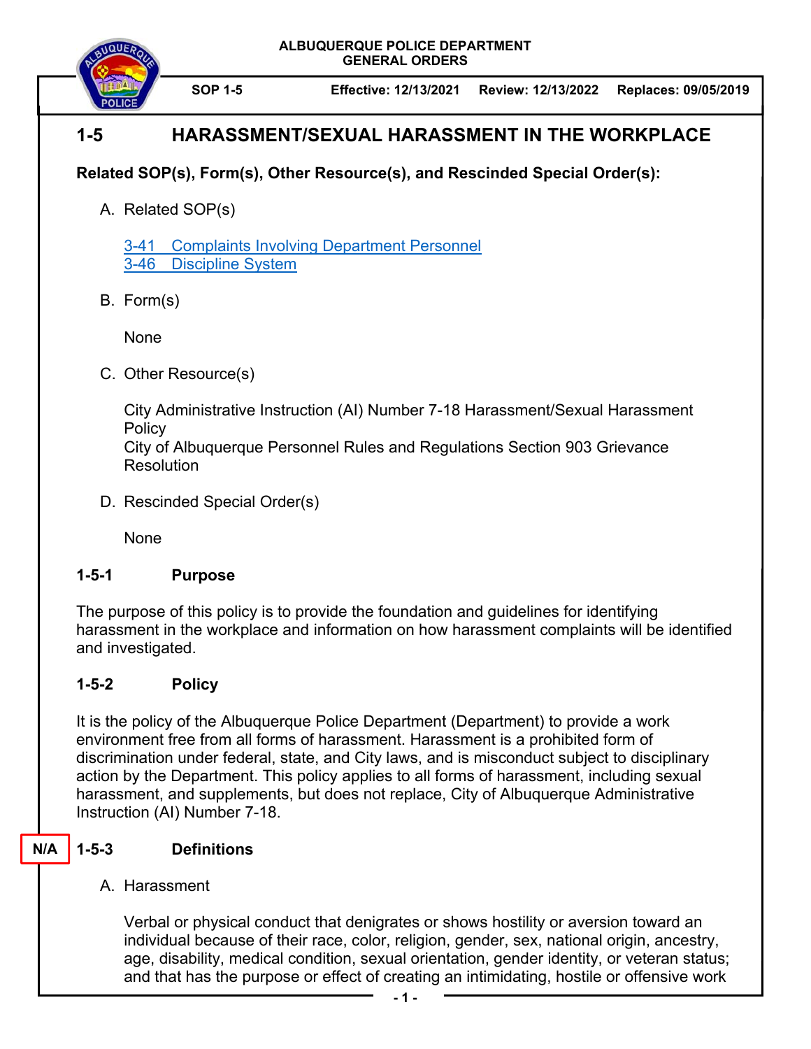**ALBUQUERQUE POLICE DEPARTMENT**
**GENERAL ORDERS**

| SOP 1-5 | Effective: 12/13/2021 | Review: 12/13/2022 | Replaces: 09/05/2019 |
|---|---|---|---|

# 1-5 HARASSMENT/SEXUAL HARASSMENT IN THE WORKPLACE

**Related SOP(s), Form(s), Other Resource(s), and Rescinded Special Order(s):**

A. Related SOP(s)

 3-41 Complaints Involving Department Personnel
 3-46 Discipline System

B. Form(s)

 None

C. Other Resource(s)

 City Administrative Instruction (AI) Number 7-18 Harassment/Sexual Harassment Policy
 City of Albuquerque Personnel Rules and Regulations Section 903 Grievance Resolution

D. Rescinded Special Order(s)

 None

## 1-5-1 Purpose

The purpose of this policy is to provide the foundation and guidelines for identifying harassment in the workplace and information on how harassment complaints will be identified and investigated.

## 1-5-2 Policy

It is the policy of the Albuquerque Police Department (Department) to provide a work environment free from all forms of harassment. Harassment is a prohibited form of discrimination under federal, state, and City laws, and is misconduct subject to disciplinary action by the Department. This policy applies to all forms of harassment, including sexual harassment, and supplements, but does not replace, City of Albuquerque Administrative Instruction (AI) Number 7-18.

## N/A 1-5-3 Definitions

A. Harassment

 Verbal or physical conduct that denigrates or shows hostility or aversion toward an individual because of their race, color, religion, gender, sex, national origin, ancestry, age, disability, medical condition, sexual orientation, gender identity, or veteran status; and that has the purpose or effect of creating an intimidating, hostile or offensive work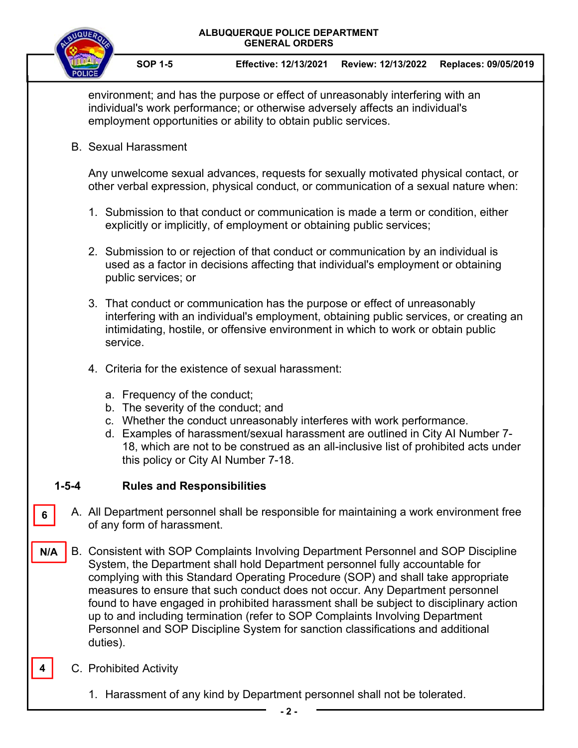environment; and has the purpose or effect of unreasonably interfering with an individual's work performance; or otherwise adversely affects an individual's employment opportunities or ability to obtain public services.

B. Sexual Harassment

Any unwelcome sexual advances, requests for sexually motivated physical contact, or other verbal expression, physical conduct, or communication of a sexual nature when:

1. Submission to that conduct or communication is made a term or condition, either explicitly or implicitly, of employment or obtaining public services;

2. Submission to or rejection of that conduct or communication by an individual is used as a factor in decisions affecting that individual's employment or obtaining public services; or

3. That conduct or communication has the purpose or effect of unreasonably interfering with an individual's employment, obtaining public services, or creating an intimidating, hostile, or offensive environment in which to work or obtain public service.

4. Criteria for the existence of sexual harassment:

   a. Frequency of the conduct;
   b. The severity of the conduct; and
   c. Whether the conduct unreasonably interferes with work performance.
   d. Examples of harassment/sexual harassment are outlined in City AI Number 7-18, which are not to be construed as an all-inclusive list of prohibited acts under this policy or City AI Number 7-18.

## 1-5-4 Rules and Responsibilities

6

A. All Department personnel shall be responsible for maintaining a work environment free of any form of harassment.

N/A

B. Consistent with SOP Complaints Involving Department Personnel and SOP Discipline System, the Department shall hold Department personnel fully accountable for complying with this Standard Operating Procedure (SOP) and shall take appropriate measures to ensure that such conduct does not occur. Any Department personnel found to have engaged in prohibited harassment shall be subject to disciplinary action up to and including termination (refer to SOP Complaints Involving Department Personnel and SOP Discipline System for sanction classifications and additional duties).

4

C. Prohibited Activity

1. Harassment of any kind by Department personnel shall not be tolerated.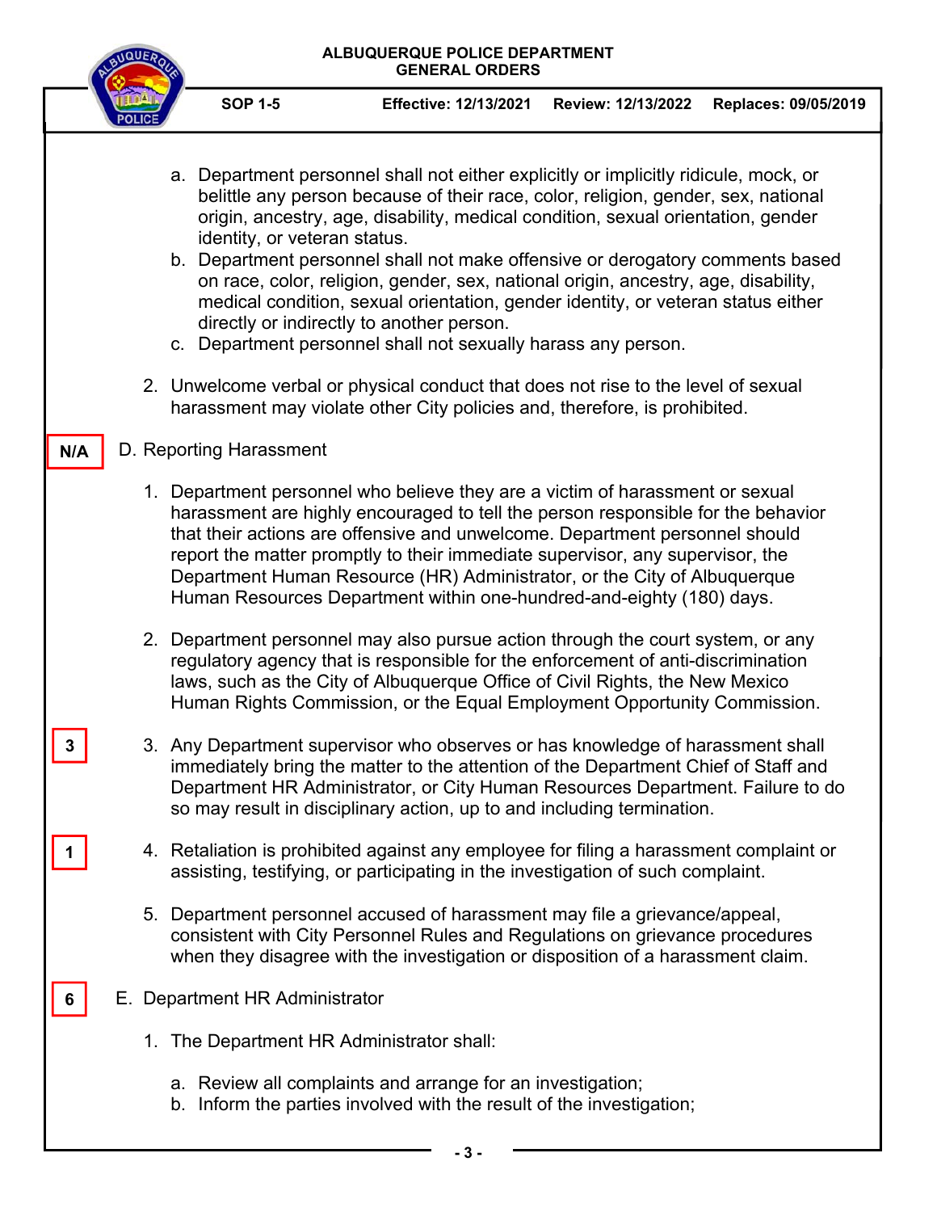a. Department personnel shall not either explicitly or implicitly ridicule, mock, or belittle any person because of their race, color, religion, gender, sex, national origin, ancestry, age, disability, medical condition, sexual orientation, gender identity, or veteran status.
b. Department personnel shall not make offensive or derogatory comments based on race, color, religion, gender, sex, national origin, ancestry, age, disability, medical condition, sexual orientation, gender identity, or veteran status either directly or indirectly to another person.
c. Department personnel shall not sexually harass any person.

2. Unwelcome verbal or physical conduct that does not rise to the level of sexual harassment may violate other City policies and, therefore, is prohibited.

N/A

D. Reporting Harassment

1. Department personnel who believe they are a victim of harassment or sexual harassment are highly encouraged to tell the person responsible for the behavior that their actions are offensive and unwelcome. Department personnel should report the matter promptly to their immediate supervisor, any supervisor, the Department Human Resource (HR) Administrator, or the City of Albuquerque Human Resources Department within one-hundred-and-eighty (180) days.

2. Department personnel may also pursue action through the court system, or any regulatory agency that is responsible for the enforcement of anti-discrimination laws, such as the City of Albuquerque Office of Civil Rights, the New Mexico Human Rights Commission, or the Equal Employment Opportunity Commission.

3

3. Any Department supervisor who observes or has knowledge of harassment shall immediately bring the matter to the attention of the Department Chief of Staff and Department HR Administrator, or City Human Resources Department. Failure to do so may result in disciplinary action, up to and including termination.

1

4. Retaliation is prohibited against any employee for filing a harassment complaint or assisting, testifying, or participating in the investigation of such complaint.

5. Department personnel accused of harassment may file a grievance/appeal, consistent with City Personnel Rules and Regulations on grievance procedures when they disagree with the investigation or disposition of a harassment claim.

6

E. Department HR Administrator

1. The Department HR Administrator shall:

a. Review all complaints and arrange for an investigation;
b. Inform the parties involved with the result of the investigation;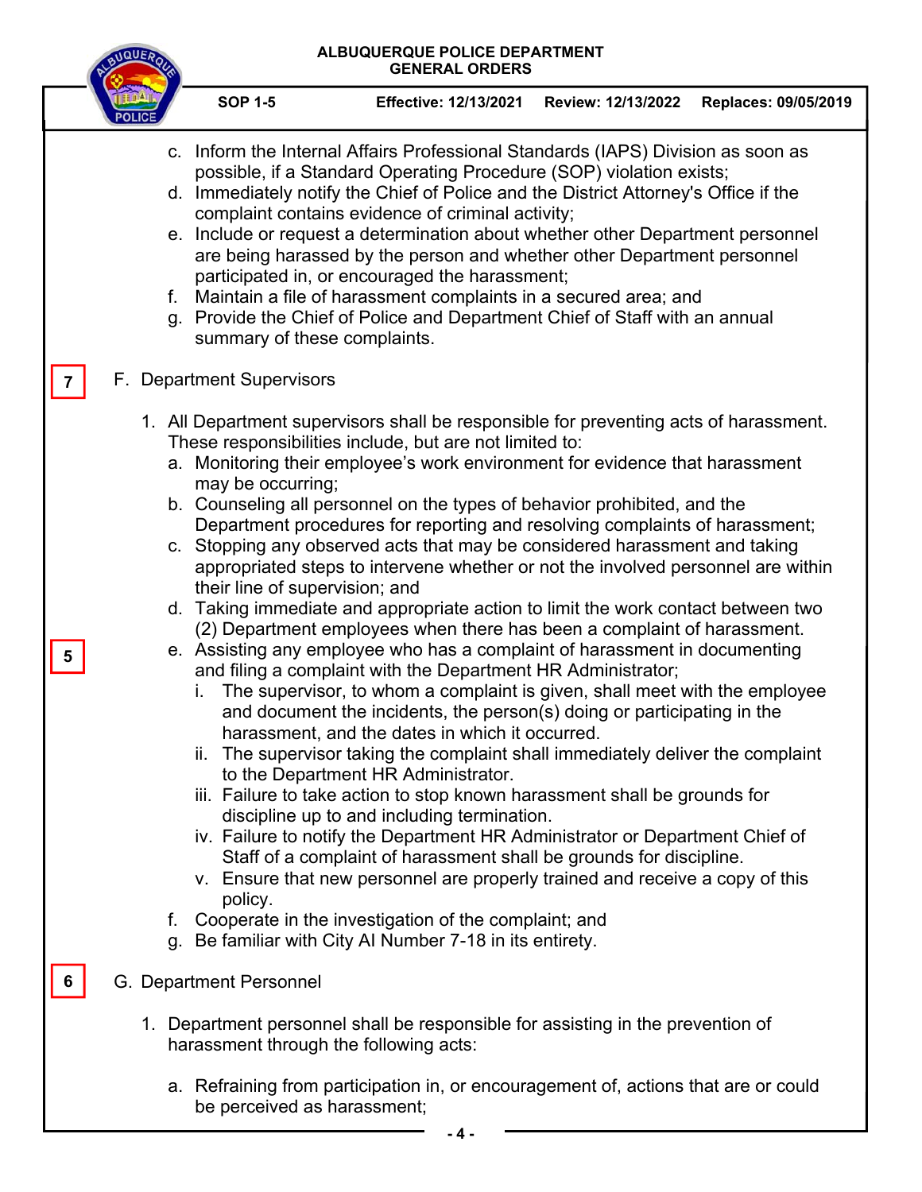c. Inform the Internal Affairs Professional Standards (IAPS) Division as soon as possible, if a Standard Operating Procedure (SOP) violation exists;
d. Immediately notify the Chief of Police and the District Attorney's Office if the complaint contains evidence of criminal activity;
e. Include or request a determination about whether other Department personnel are being harassed by the person and whether other Department personnel participated in, or encouraged the harassment;
f. Maintain a file of harassment complaints in a secured area; and
g. Provide the Chief of Police and Department Chief of Staff with an annual summary of these complaints.

7

F. Department Supervisors

1. All Department supervisors shall be responsible for preventing acts of harassment. These responsibilities include, but are not limited to:
   a. Monitoring their employee's work environment for evidence that harassment may be occurring;
   b. Counseling all personnel on the types of behavior prohibited, and the Department procedures for reporting and resolving complaints of harassment;
   c. Stopping any observed acts that may be considered harassment and taking appropriated steps to intervene whether or not the involved personnel are within their line of supervision; and
   d. Taking immediate and appropriate action to limit the work contact between two (2) Department employees when there has been a complaint of harassment.

5

   e. Assisting any employee who has a complaint of harassment in documenting and filing a complaint with the Department HR Administrator;
      i. The supervisor, to whom a complaint is given, shall meet with the employee and document the incidents, the person(s) doing or participating in the harassment, and the dates in which it occurred.
      ii. The supervisor taking the complaint shall immediately deliver the complaint to the Department HR Administrator.
      iii. Failure to take action to stop known harassment shall be grounds for discipline up to and including termination.
      iv. Failure to notify the Department HR Administrator or Department Chief of Staff of a complaint of harassment shall be grounds for discipline.
      v. Ensure that new personnel are properly trained and receive a copy of this policy.
   f. Cooperate in the investigation of the complaint; and
   g. Be familiar with City AI Number 7-18 in its entirety.

6

G. Department Personnel

1. Department personnel shall be responsible for assisting in the prevention of harassment through the following acts:

   a. Refraining from participation in, or encouragement of, actions that are or could be perceived as harassment;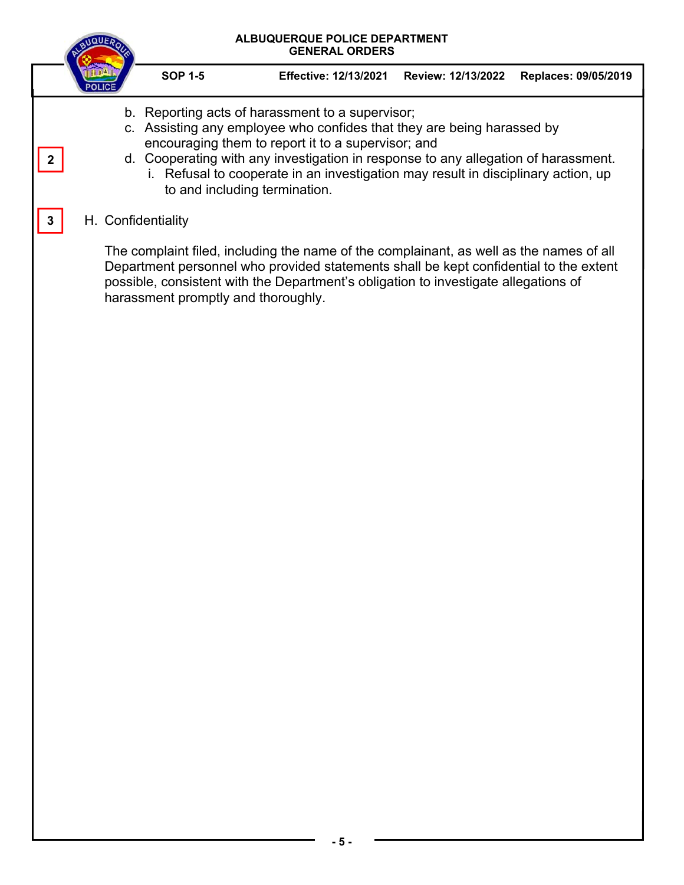b. Reporting acts of harassment to a supervisor;
c. Assisting any employee who confides that they are being harassed by encouraging them to report it to a supervisor; and
d. Cooperating with any investigation in response to any allegation of harassment.
    i. Refusal to cooperate in an investigation may result in disciplinary action, up to and including termination.

H. Confidentiality

The complaint filed, including the name of the complainant, as well as the names of all Department personnel who provided statements shall be kept confidential to the extent possible, consistent with the Department's obligation to investigate allegations of harassment promptly and thoroughly.